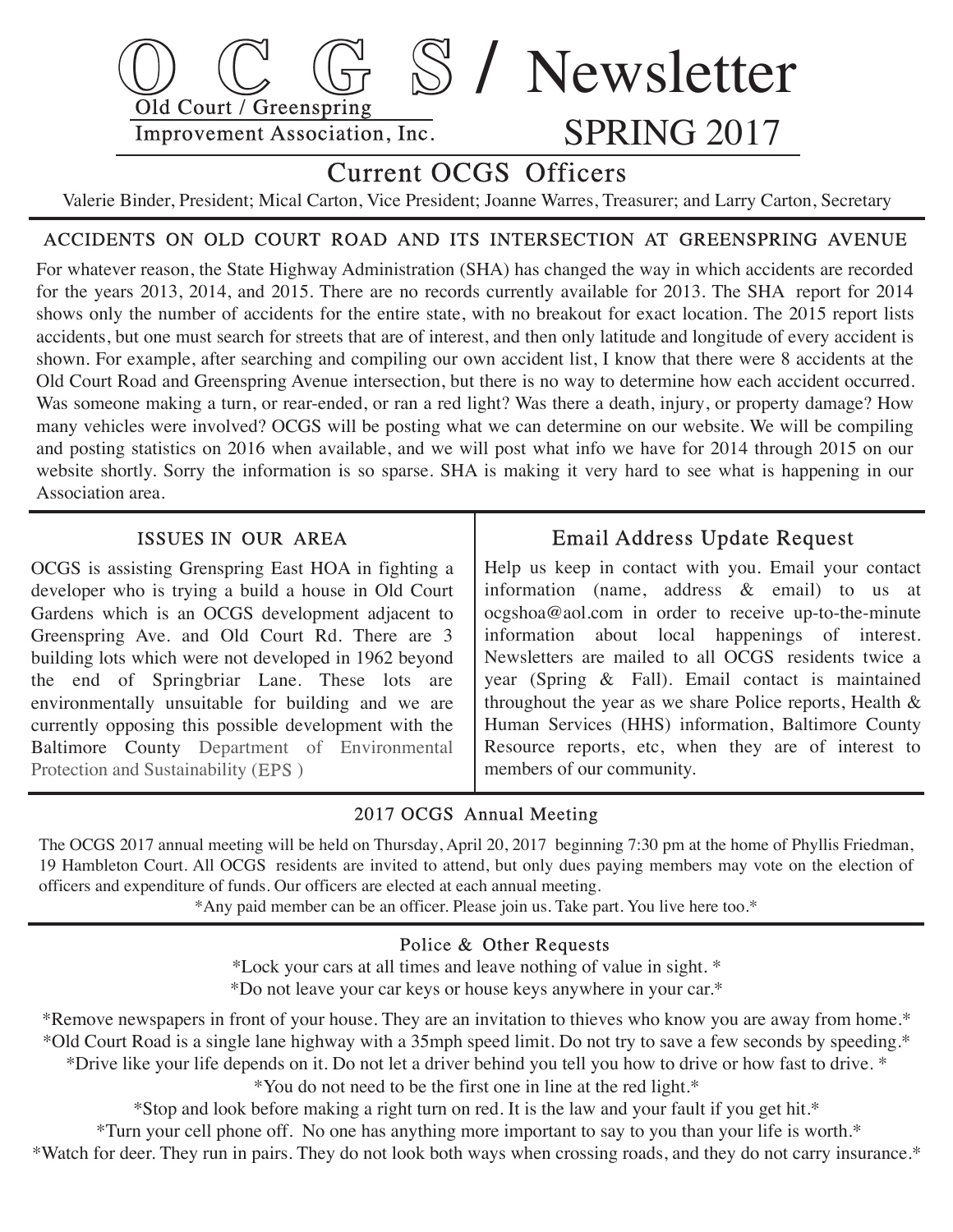# O C G S / Newsletter

Old Court / Greenspring
Improvement Association, Inc.

SPRING 2017

## Current OCGS Officers

Valerie Binder, President; Mical Carton, Vice President; Joanne Warres, Treasurer; and Larry Carton, Secretary

### ACCIDENTS ON OLD COURT ROAD AND ITS INTERSECTION AT GREENSPRING AVENUE

For whatever reason, the State Highway Administration (SHA) has changed the way in which accidents are recorded for the years 2013, 2014, and 2015. There are no records currently available for 2013. The SHA report for 2014 shows only the number of accidents for the entire state, with no breakout for exact location. The 2015 report lists accidents, but one must search for streets that are of interest, and then only latitude and longitude of every accident is shown. For example, after searching and compiling our own accident list, I know that there were 8 accidents at the Old Court Road and Greenspring Avenue intersection, but there is no way to determine how each accident occurred. Was someone making a turn, or rear-ended, or ran a red light? Was there a death, injury, or property damage? How many vehicles were involved? OCGS will be posting what we can determine on our website. We will be compiling and posting statistics on 2016 when available, and we will post what info we have for 2014 through 2015 on our website shortly. Sorry the information is so sparse. SHA is making it very hard to see what is happening in our Association area.

### ISSUES IN OUR AREA

OCGS is assisting Grenspring East HOA in fighting a developer who is trying a build a house in Old Court Gardens which is an OCGS development adjacent to Greenspring Ave. and Old Court Rd. There are 3 building lots which were not developed in 1962 beyond the end of Springbriar Lane. These lots are environmentally unsuitable for building and we are currently opposing this possible development with the Baltimore County Department of Environmental Protection and Sustainability (EPS )

### Email Address Update Request

Help us keep in contact with you. Email your contact information (name, address & email) to us at ocgshoa@aol.com in order to receive up-to-the-minute information about local happenings of interest. Newsletters are mailed to all OCGS residents twice a year (Spring & Fall). Email contact is maintained throughout the year as we share Police reports, Health & Human Services (HHS) information, Baltimore County Resource reports, etc, when they are of interest to members of our community.

### 2017 OCGS Annual Meeting

The OCGS 2017 annual meeting will be held on Thursday, April 20, 2017 beginning 7:30 pm at the home of Phyllis Friedman, 19 Hambleton Court. All OCGS residents are invited to attend, but only dues paying members may vote on the election of officers and expenditure of funds. Our officers are elected at each annual meeting.

*Any paid member can be an officer. Please join us. Take part. You live here too.*

### Police & Other Requests

*Lock your cars at all times and leave nothing of value in sight. *

*Do not leave your car keys or house keys anywhere in your car.*

*Remove newspapers in front of your house. They are an invitation to thieves who know you are away from home.*

*Old Court Road is a single lane highway with a 35mph speed limit. Do not try to save a few seconds by speeding.*

*Drive like your life depends on it. Do not let a driver behind you tell you how to drive or how fast to drive. *

*You do not need to be the first one in line at the red light.*

*Stop and look before making a right turn on red. It is the law and your fault if you get hit.*

*Turn your cell phone off. No one has anything more important to say to you than your life is worth.*

*Watch for deer. They run in pairs. They do not look both ways when crossing roads, and they do not carry insurance.*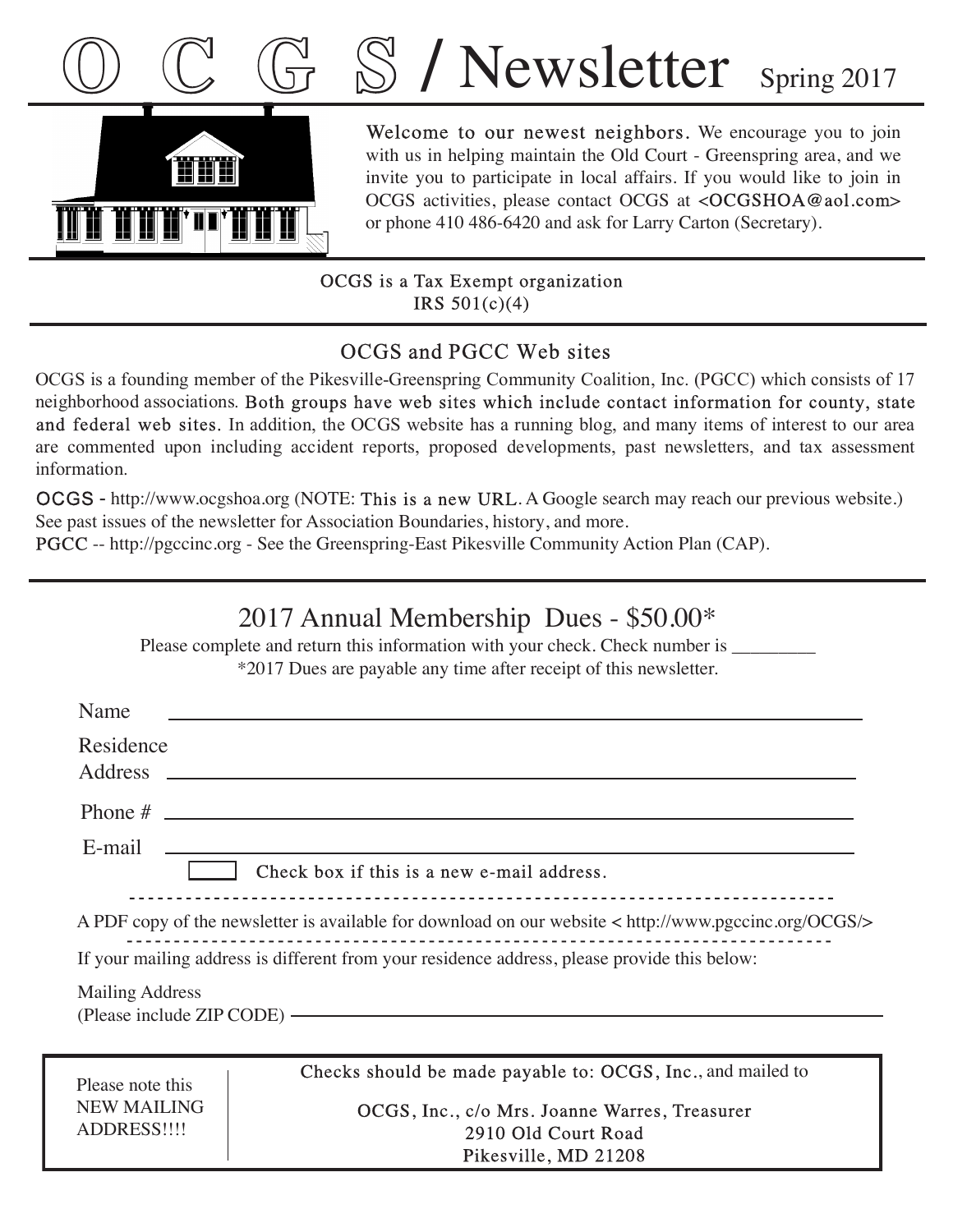# O C G S / Newsletter Spring 2017

**Welcome to our newest neighbors.** We encourage you to join with us in helping maintain the Old Court - Greenspring area, and we invite you to participate in local affairs. If you would like to join in OCGS activities, please contact OCGS at <OCGSHOA@aol.com> or phone 410 486-6420 and ask for Larry Carton (Secretary).

---

OCGS is a Tax Exempt organization
IRS 501(c)(4)

---

## OCGS and PGCC Web sites

OCGS is a founding member of the Pikesville-Greenspring Community Coalition, Inc. (PGCC) which consists of 17 neighborhood associations. Both groups have web sites which include contact information for county, state and federal web sites. In addition, the OCGS website has a running blog, and many items of interest to our area are commented upon including accident reports, proposed developments, past newsletters, and tax assessment information.

OCGS - http://www.ocgshoa.org (NOTE: This is a new URL. A Google search may reach our previous website.) See past issues of the newsletter for Association Boundaries, history, and more.

PGCC -- http://pgccinc.org - See the Greenspring-East Pikesville Community Action Plan (CAP).

---

## 2017 Annual Membership Dues - $50.00*

Please complete and return this information with your check. Check number is _________

*2017 Dues are payable any time after receipt of this newsletter.

Name ______________________________________________

Residence Address ______________________________________________

Phone # ______________________________________________

E-mail ______________________________________________

☐ Check box if this is a new e-mail address.

- - - - - - - - - - - - - - - - - - - - - - - - - - - - - - - - - - - - - - - -

A PDF copy of the newsletter is available for download on our website < http://www.pgccinc.org/OCGS/>

- - - - - - - - - - - - - - - - - - - - - - - - - - - - - - - - - - - - - - - -

If your mailing address is different from your residence address, please provide this below:

Mailing Address
(Please include ZIP CODE) ______________________________________________

---

Please note this NEW MAILING ADDRESS!!!!

Checks should be made payable to: OCGS, Inc., and mailed to

OCGS, Inc., c/o Mrs. Joanne Warres, Treasurer
2910 Old Court Road
Pikesville, MD 21208